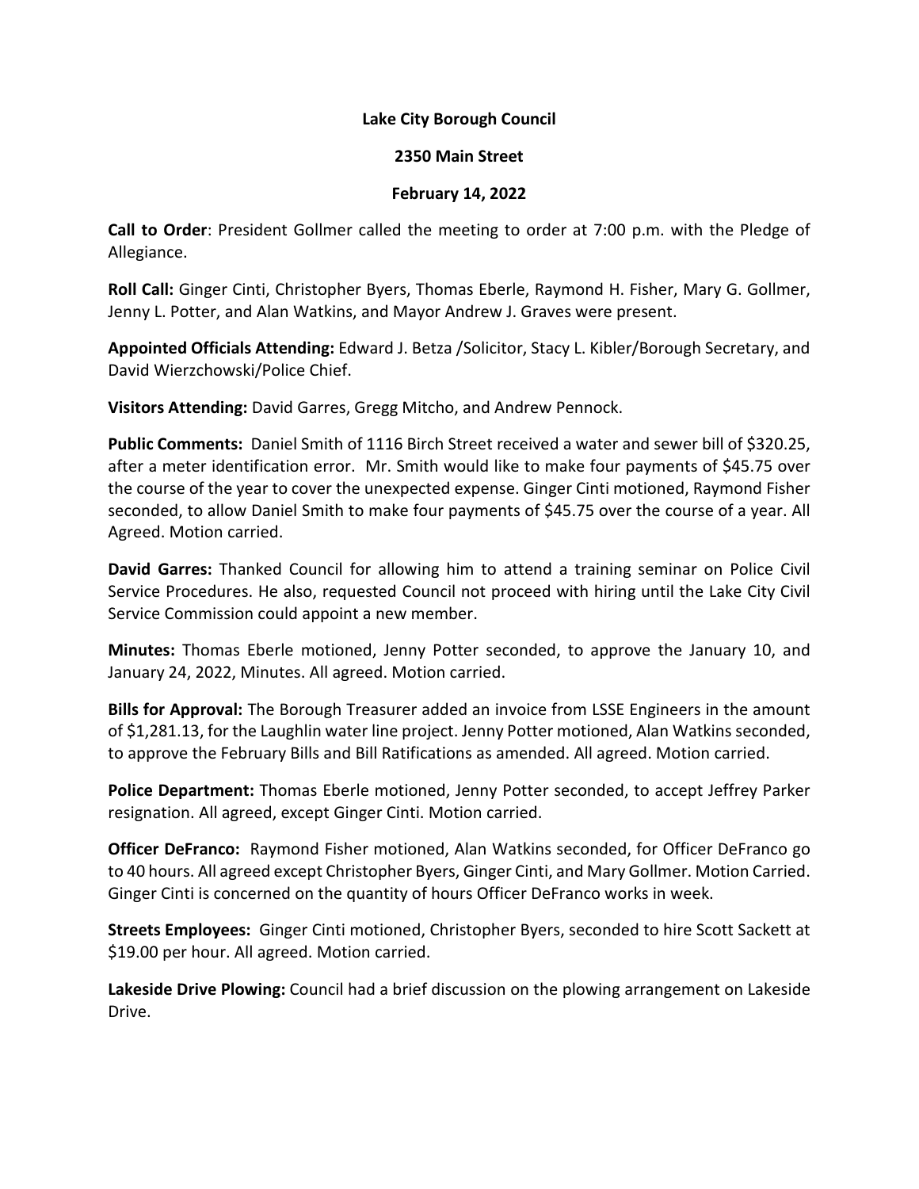**Lake City Borough Council**

**2350 Main Street**

**February 14, 2022**

**Call to Order**: President Gollmer called the meeting to order at 7:00 p.m. with the Pledge of Allegiance.

**Roll Call:** Ginger Cinti, Christopher Byers, Thomas Eberle, Raymond H. Fisher, Mary G. Gollmer, Jenny L. Potter, and Alan Watkins, and Mayor Andrew J. Graves were present.

**Appointed Officials Attending:** Edward J. Betza /Solicitor, Stacy L. Kibler/Borough Secretary, and David Wierzchowski/Police Chief.

**Visitors Attending:** David Garres, Gregg Mitcho, and Andrew Pennock.

**Public Comments:** Daniel Smith of 1116 Birch Street received a water and sewer bill of $320.25, after a meter identification error. Mr. Smith would like to make four payments of $45.75 over the course of the year to cover the unexpected expense. Ginger Cinti motioned, Raymond Fisher seconded, to allow Daniel Smith to make four payments of $45.75 over the course of a year. All Agreed. Motion carried.

**David Garres:** Thanked Council for allowing him to attend a training seminar on Police Civil Service Procedures. He also, requested Council not proceed with hiring until the Lake City Civil Service Commission could appoint a new member.

**Minutes:** Thomas Eberle motioned, Jenny Potter seconded, to approve the January 10, and January 24, 2022, Minutes. All agreed. Motion carried.

**Bills for Approval:** The Borough Treasurer added an invoice from LSSE Engineers in the amount of $1,281.13, for the Laughlin water line project. Jenny Potter motioned, Alan Watkins seconded, to approve the February Bills and Bill Ratifications as amended. All agreed. Motion carried.

**Police Department:** Thomas Eberle motioned, Jenny Potter seconded, to accept Jeffrey Parker resignation. All agreed, except Ginger Cinti. Motion carried.

**Officer DeFranco:** Raymond Fisher motioned, Alan Watkins seconded, for Officer DeFranco go to 40 hours. All agreed except Christopher Byers, Ginger Cinti, and Mary Gollmer. Motion Carried. Ginger Cinti is concerned on the quantity of hours Officer DeFranco works in week.

**Streets Employees:** Ginger Cinti motioned, Christopher Byers, seconded to hire Scott Sackett at $19.00 per hour. All agreed. Motion carried.

**Lakeside Drive Plowing:** Council had a brief discussion on the plowing arrangement on Lakeside Drive.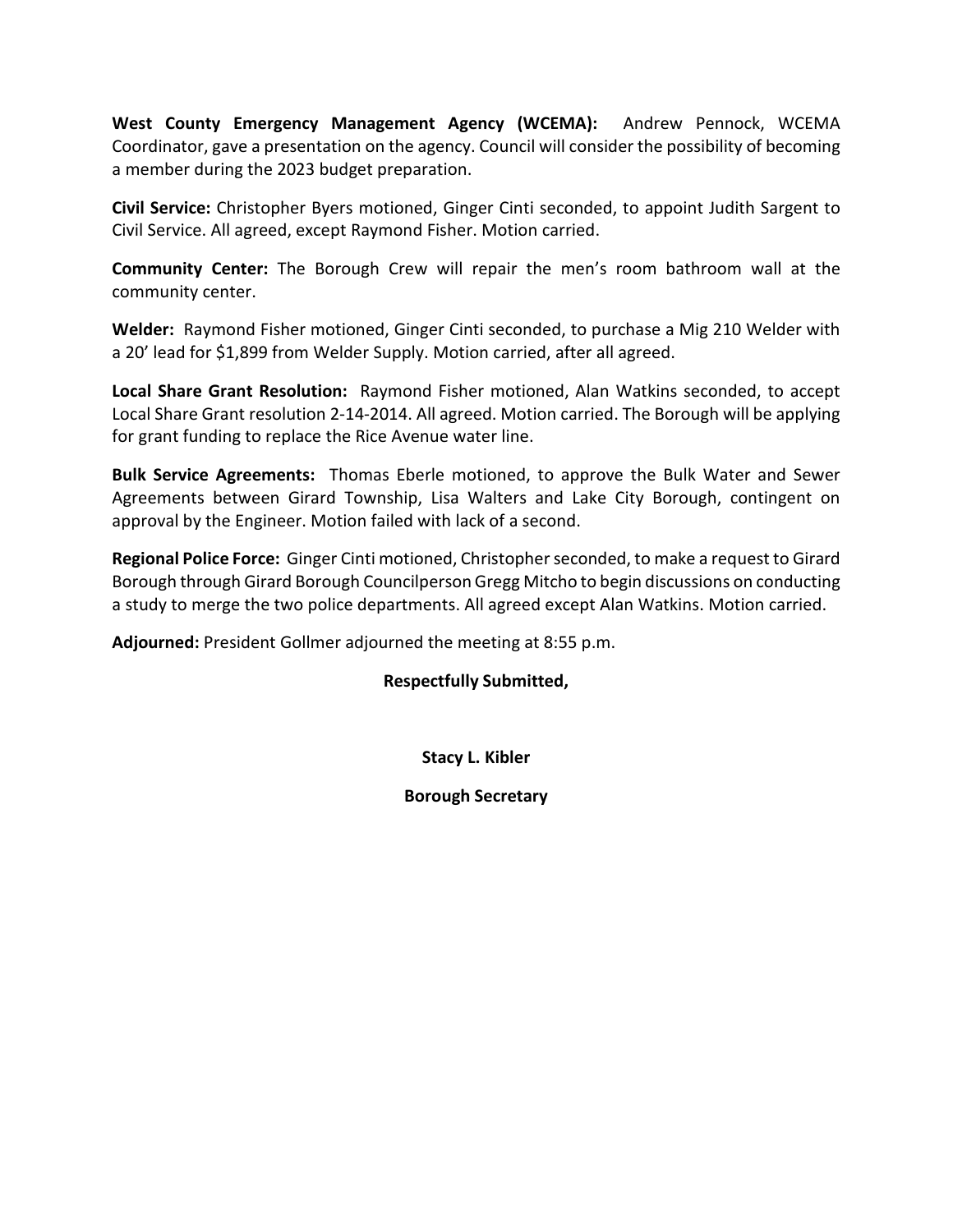**West County Emergency Management Agency (WCEMA):** Andrew Pennock, WCEMA Coordinator, gave a presentation on the agency. Council will consider the possibility of becoming a member during the 2023 budget preparation.

**Civil Service:** Christopher Byers motioned, Ginger Cinti seconded, to appoint Judith Sargent to Civil Service. All agreed, except Raymond Fisher. Motion carried.

**Community Center:** The Borough Crew will repair the men's room bathroom wall at the community center.

**Welder:** Raymond Fisher motioned, Ginger Cinti seconded, to purchase a Mig 210 Welder with a 20' lead for $1,899 from Welder Supply. Motion carried, after all agreed.

**Local Share Grant Resolution:** Raymond Fisher motioned, Alan Watkins seconded, to accept Local Share Grant resolution 2-14-2014. All agreed. Motion carried. The Borough will be applying for grant funding to replace the Rice Avenue water line.

**Bulk Service Agreements:** Thomas Eberle motioned, to approve the Bulk Water and Sewer Agreements between Girard Township, Lisa Walters and Lake City Borough, contingent on approval by the Engineer. Motion failed with lack of a second.

**Regional Police Force:** Ginger Cinti motioned, Christopher seconded, to make a request to Girard Borough through Girard Borough Councilperson Gregg Mitcho to begin discussions on conducting a study to merge the two police departments. All agreed except Alan Watkins. Motion carried.

**Adjourned:** President Gollmer adjourned the meeting at 8:55 p.m.

**Respectfully Submitted,**

**Stacy L. Kibler**

**Borough Secretary**